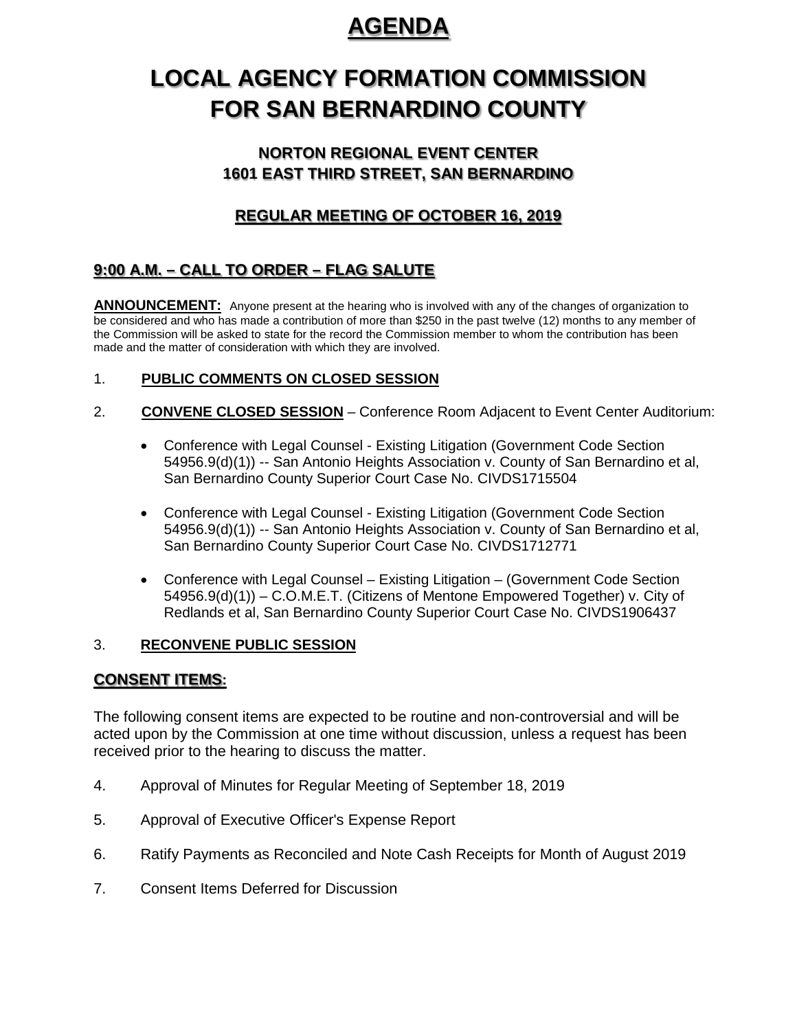# AGENDA

# LOCAL AGENCY FORMATION COMMISSION FOR SAN BERNARDINO COUNTY

### NORTON REGIONAL EVENT CENTER
### 1601 EAST THIRD STREET, SAN BERNARDINO

### REGULAR MEETING OF OCTOBER 16, 2019

## 9:00 A.M. – CALL TO ORDER – FLAG SALUTE

**ANNOUNCEMENT:** Anyone present at the hearing who is involved with any of the changes of organization to be considered and who has made a contribution of more than $250 in the past twelve (12) months to any member of the Commission will be asked to state for the record the Commission member to whom the contribution has been made and the matter of consideration with which they are involved.

1. **PUBLIC COMMENTS ON CLOSED SESSION**

2. **CONVENE CLOSED SESSION** – Conference Room Adjacent to Event Center Auditorium:

   - Conference with Legal Counsel - Existing Litigation (Government Code Section 54956.9(d)(1)) -- San Antonio Heights Association v. County of San Bernardino et al, San Bernardino County Superior Court Case No. CIVDS1715504

   - Conference with Legal Counsel - Existing Litigation (Government Code Section 54956.9(d)(1)) -- San Antonio Heights Association v. County of San Bernardino et al, San Bernardino County Superior Court Case No. CIVDS1712771

   - Conference with Legal Counsel – Existing Litigation – (Government Code Section 54956.9(d)(1)) – C.O.M.E.T. (Citizens of Mentone Empowered Together) v. City of Redlands et al, San Bernardino County Superior Court Case No. CIVDS1906437

3. **RECONVENE PUBLIC SESSION**

## CONSENT ITEMS:

The following consent items are expected to be routine and non-controversial and will be acted upon by the Commission at one time without discussion, unless a request has been received prior to the hearing to discuss the matter.

4. Approval of Minutes for Regular Meeting of September 18, 2019

5. Approval of Executive Officer's Expense Report

6. Ratify Payments as Reconciled and Note Cash Receipts for Month of August 2019

7. Consent Items Deferred for Discussion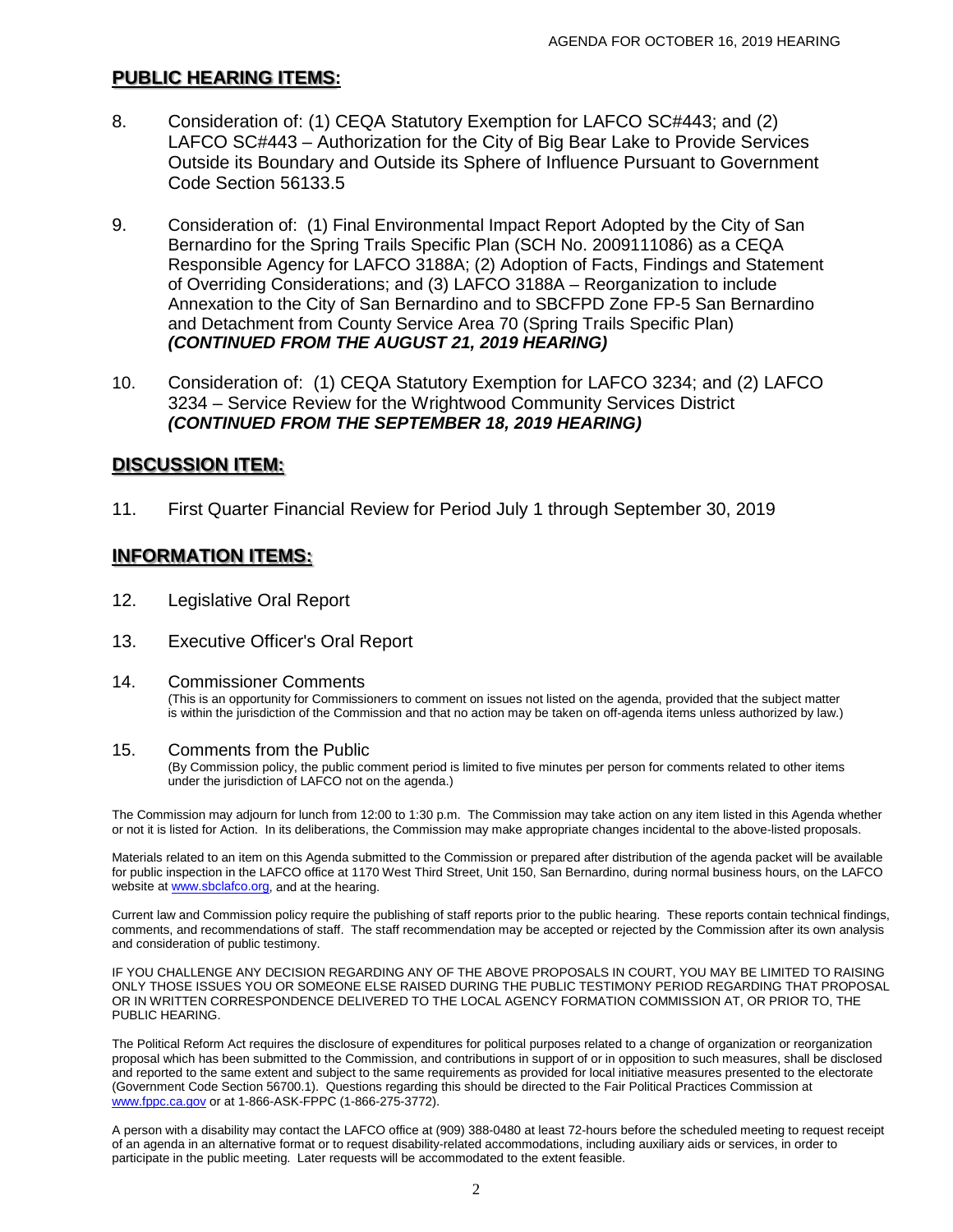## PUBLIC HEARING ITEMS:

8. Consideration of: (1) CEQA Statutory Exemption for LAFCO SC#443; and (2) LAFCO SC#443 – Authorization for the City of Big Bear Lake to Provide Services Outside its Boundary and Outside its Sphere of Influence Pursuant to Government Code Section 56133.5

9. Consideration of: (1) Final Environmental Impact Report Adopted by the City of San Bernardino for the Spring Trails Specific Plan (SCH No. 2009111086) as a CEQA Responsible Agency for LAFCO 3188A; (2) Adoption of Facts, Findings and Statement of Overriding Considerations; and (3) LAFCO 3188A – Reorganization to include Annexation to the City of San Bernardino and to SBCFPD Zone FP-5 San Bernardino and Detachment from County Service Area 70 (Spring Trails Specific Plan) ***(CONTINUED FROM THE AUGUST 21, 2019 HEARING)***

10. Consideration of: (1) CEQA Statutory Exemption for LAFCO 3234; and (2) LAFCO 3234 – Service Review for the Wrightwood Community Services District ***(CONTINUED FROM THE SEPTEMBER 18, 2019 HEARING)***

## DISCUSSION ITEM:

11. First Quarter Financial Review for Period July 1 through September 30, 2019

## INFORMATION ITEMS:

12. Legislative Oral Report

13. Executive Officer's Oral Report

14. Commissioner Comments
    (This is an opportunity for Commissioners to comment on issues not listed on the agenda, provided that the subject matter is within the jurisdiction of the Commission and that no action may be taken on off-agenda items unless authorized by law.)

15. Comments from the Public
    (By Commission policy, the public comment period is limited to five minutes per person for comments related to other items under the jurisdiction of LAFCO not on the agenda.)

The Commission may adjourn for lunch from 12:00 to 1:30 p.m. The Commission may take action on any item listed in this Agenda whether or not it is listed for Action. In its deliberations, the Commission may make appropriate changes incidental to the above-listed proposals.

Materials related to an item on this Agenda submitted to the Commission or prepared after distribution of the agenda packet will be available for public inspection in the LAFCO office at 1170 West Third Street, Unit 150, San Bernardino, during normal business hours, on the LAFCO website at www.sbclafco.org, and at the hearing.

Current law and Commission policy require the publishing of staff reports prior to the public hearing. These reports contain technical findings, comments, and recommendations of staff. The staff recommendation may be accepted or rejected by the Commission after its own analysis and consideration of public testimony.

IF YOU CHALLENGE ANY DECISION REGARDING ANY OF THE ABOVE PROPOSALS IN COURT, YOU MAY BE LIMITED TO RAISING ONLY THOSE ISSUES YOU OR SOMEONE ELSE RAISED DURING THE PUBLIC TESTIMONY PERIOD REGARDING THAT PROPOSAL OR IN WRITTEN CORRESPONDENCE DELIVERED TO THE LOCAL AGENCY FORMATION COMMISSION AT, OR PRIOR TO, THE PUBLIC HEARING.

The Political Reform Act requires the disclosure of expenditures for political purposes related to a change of organization or reorganization proposal which has been submitted to the Commission, and contributions in support of or in opposition to such measures, shall be disclosed and reported to the same extent and subject to the same requirements as provided for local initiative measures presented to the electorate (Government Code Section 56700.1). Questions regarding this should be directed to the Fair Political Practices Commission at www.fppc.ca.gov or at 1-866-ASK-FPPC (1-866-275-3772).

A person with a disability may contact the LAFCO office at (909) 388-0480 at least 72-hours before the scheduled meeting to request receipt of an agenda in an alternative format or to request disability-related accommodations, including auxiliary aids or services, in order to participate in the public meeting. Later requests will be accommodated to the extent feasible.